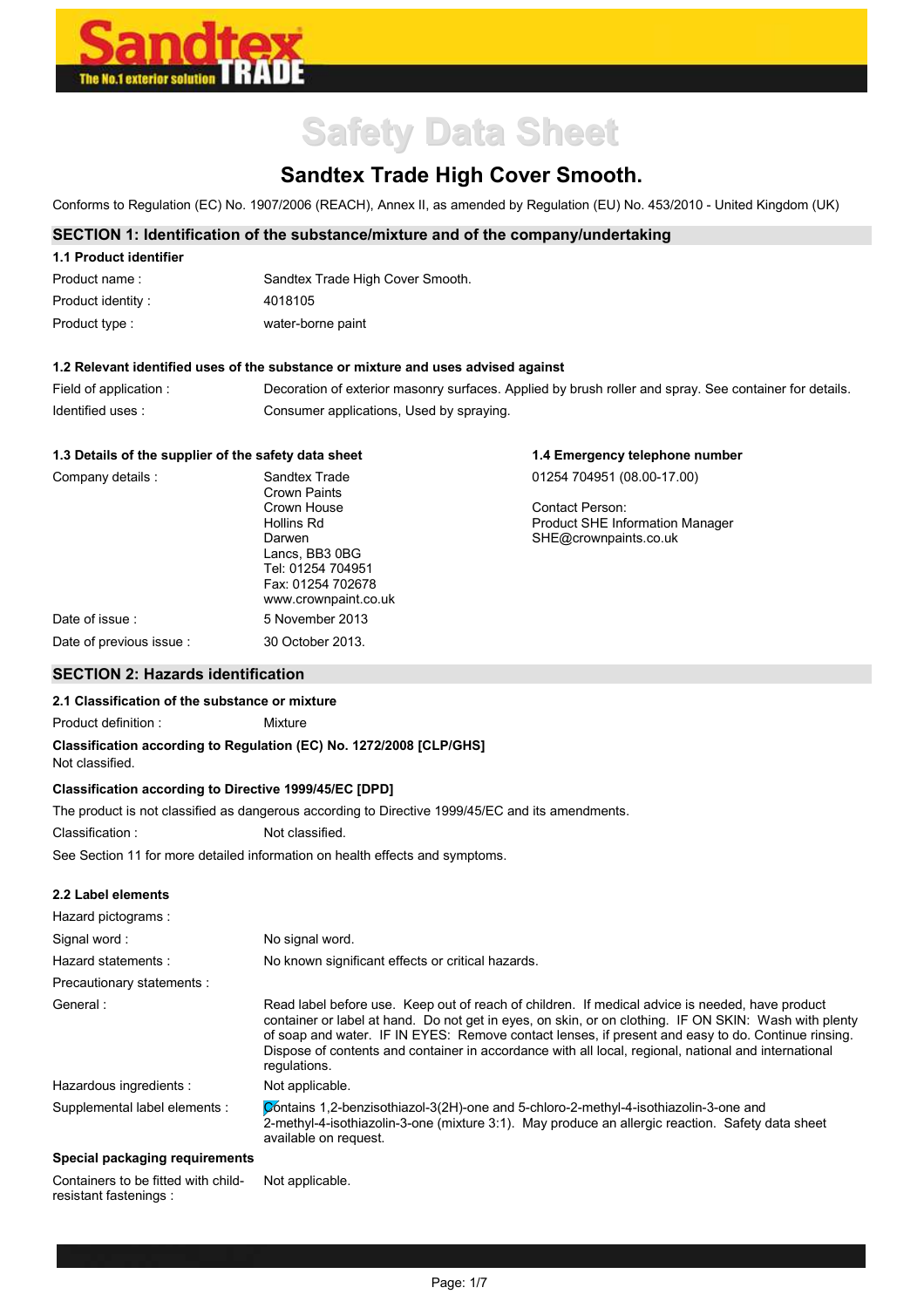Sandtex

The No.1 exterior solution TRADE

# Safety Data Sheet

## Sandtex Trade High Cover Smooth.

Conforms to Regulation (EC) No. 1907/2006 (REACH), Annex II, as amended by Regulation (EU) No. 453/2010 - United Kingdom (UK)

## SECTION 1: Identification of the substance/mixture and of the company/undertaking

### 1.1 Product identifier

| | |
|---|---|
| Product name : | Sandtex Trade High Cover Smooth. |
| Product identity : | 4018105 |
| Product type : | water-borne paint |

### 1.2 Relevant identified uses of the substance or mixture and uses advised against

| | |
|---|---|
| Field of application : | Decoration of exterior masonry surfaces. Applied by brush roller and spray. See container for details. |
| Identified uses : | Consumer applications, Used by spraying. |

### 1.3 Details of the supplier of the safety data sheet

Company details :

Sandtex Trade
Crown Paints
Crown House
Hollins Rd
Darwen
Lancs, BB3 0BG
Tel: 01254 704951
Fax: 01254 702678
www.crownpaint.co.uk

Date of issue : 5 November 2013

Date of previous issue : 30 October 2013.

### 1.4 Emergency telephone number

01254 704951 (08.00-17.00)

Contact Person:
Product SHE Information Manager
SHE@crownpaints.co.uk

## SECTION 2: Hazards identification

### 2.1 Classification of the substance or mixture

Product definition : Mixture

**Classification according to Regulation (EC) No. 1272/2008 [CLP/GHS]**
Not classified.

**Classification according to Directive 1999/45/EC [DPD]**

The product is not classified as dangerous according to Directive 1999/45/EC and its amendments.

Classification : Not classified.

See Section 11 for more detailed information on health effects and symptoms.

### 2.2 Label elements

| | |
|---|---|
| Hazard pictograms : | |
| Signal word : | No signal word. |
| Hazard statements : | No known significant effects or critical hazards. |
| Precautionary statements : | |
| General : | Read label before use. Keep out of reach of children. If medical advice is needed, have product container or label at hand. Do not get in eyes, on skin, or on clothing. IF ON SKIN: Wash with plenty of soap and water. IF IN EYES: Remove contact lenses, if present and easy to do. Continue rinsing. Dispose of contents and container in accordance with all local, regional, national and international regulations. |
| Hazardous ingredients : | Not applicable. |
| Supplemental label elements : | Contains 1,2-benzisothiazol-3(2H)-one and 5-chloro-2-methyl-4-isothiazolin-3-one and 2-methyl-4-isothiazolin-3-one (mixture 3:1). May produce an allergic reaction. Safety data sheet available on request. |

**Special packaging requirements**

| | |
|---|---|
| Containers to be fitted with child-resistant fastenings : | Not applicable. |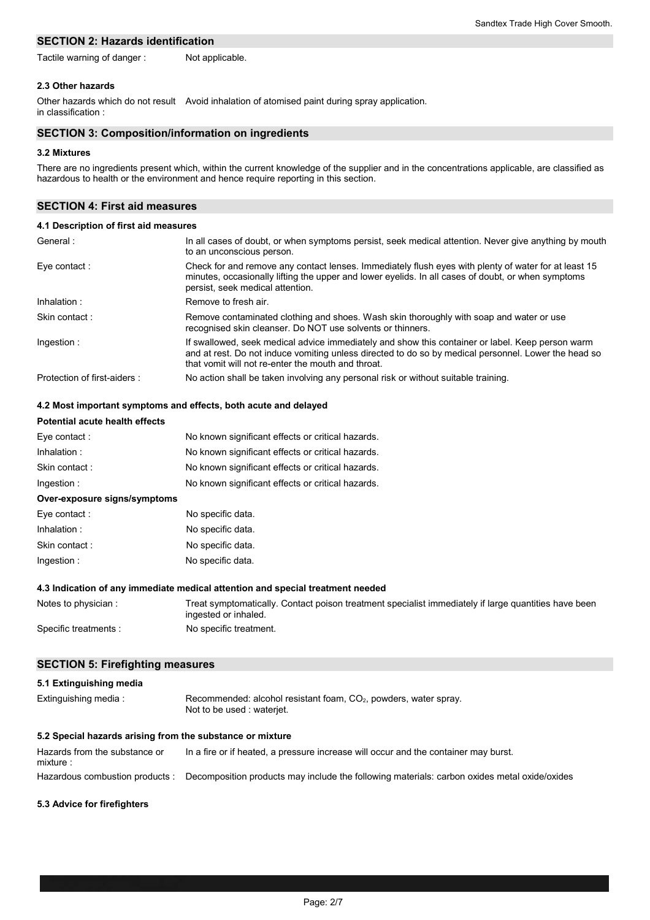## SECTION 2: Hazards identification

Tactile warning of danger : Not applicable.

### 2.3 Other hazards

Other hazards which do not result in classification : Avoid inhalation of atomised paint during spray application.

## SECTION 3: Composition/information on ingredients

### 3.2 Mixtures

There are no ingredients present which, within the current knowledge of the supplier and in the concentrations applicable, are classified as hazardous to health or the environment and hence require reporting in this section.

## SECTION 4: First aid measures

### 4.1 Description of first aid measures

General : In all cases of doubt, or when symptoms persist, seek medical attention. Never give anything by mouth to an unconscious person.

Eye contact : Check for and remove any contact lenses. Immediately flush eyes with plenty of water for at least 15 minutes, occasionally lifting the upper and lower eyelids. In all cases of doubt, or when symptoms persist, seek medical attention.

Inhalation : Remove to fresh air.

Skin contact : Remove contaminated clothing and shoes. Wash skin thoroughly with soap and water or use recognised skin cleanser. Do NOT use solvents or thinners.

Ingestion : If swallowed, seek medical advice immediately and show this container or label. Keep person warm and at rest. Do not induce vomiting unless directed to do so by medical personnel. Lower the head so that vomit will not re-enter the mouth and throat.

Protection of first-aiders : No action shall be taken involving any personal risk or without suitable training.

### 4.2 Most important symptoms and effects, both acute and delayed

**Potential acute health effects**

Eye contact : No known significant effects or critical hazards.

Inhalation : No known significant effects or critical hazards.

Skin contact : No known significant effects or critical hazards.

Ingestion : No known significant effects or critical hazards.

**Over-exposure signs/symptoms**

Eye contact : No specific data.

Inhalation : No specific data.

Skin contact : No specific data.

Ingestion : No specific data.

### 4.3 Indication of any immediate medical attention and special treatment needed

Notes to physician : Treat symptomatically. Contact poison treatment specialist immediately if large quantities have been ingested or inhaled.

Specific treatments : No specific treatment.

## SECTION 5: Firefighting measures

### 5.1 Extinguishing media

Extinguishing media : Recommended: alcohol resistant foam, $CO_2$, powders, water spray.
Not to be used : waterjet.

### 5.2 Special hazards arising from the substance or mixture

Hazards from the substance or mixture : In a fire or if heated, a pressure increase will occur and the container may burst.

Hazardous combustion products : Decomposition products may include the following materials: carbon oxides metal oxide/oxides

### 5.3 Advice for firefighters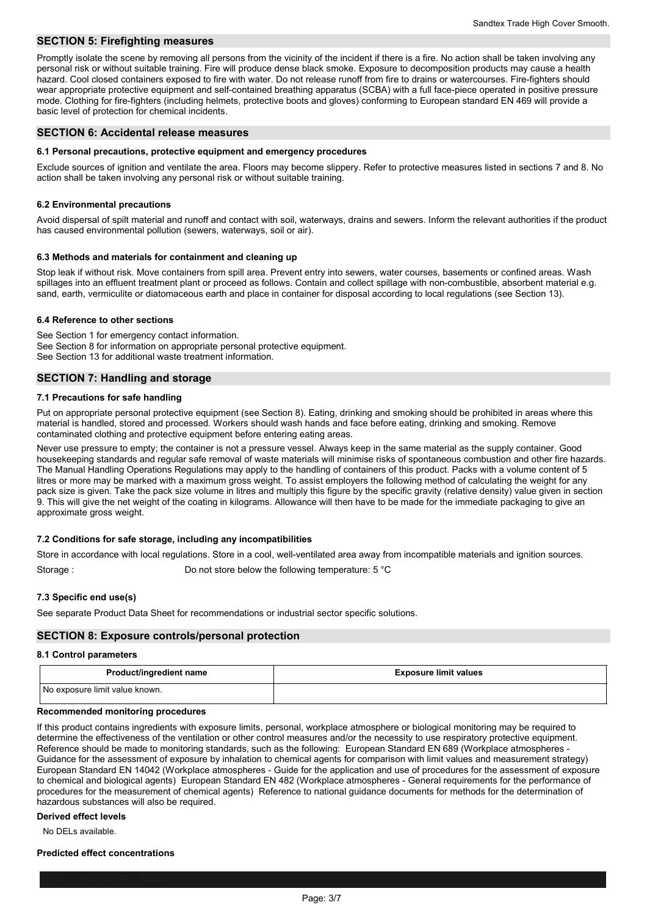## SECTION 5: Firefighting measures

Promptly isolate the scene by removing all persons from the vicinity of the incident if there is a fire. No action shall be taken involving any personal risk or without suitable training. Fire will produce dense black smoke. Exposure to decomposition products may cause a health hazard. Cool closed containers exposed to fire with water. Do not release runoff from fire to drains or watercourses. Fire-fighters should wear appropriate protective equipment and self-contained breathing apparatus (SCBA) with a full face-piece operated in positive pressure mode. Clothing for fire-fighters (including helmets, protective boots and gloves) conforming to European standard EN 469 will provide a basic level of protection for chemical incidents.

## SECTION 6: Accidental release measures

### 6.1 Personal precautions, protective equipment and emergency procedures

Exclude sources of ignition and ventilate the area. Floors may become slippery. Refer to protective measures listed in sections 7 and 8. No action shall be taken involving any personal risk or without suitable training.

### 6.2 Environmental precautions

Avoid dispersal of spilt material and runoff and contact with soil, waterways, drains and sewers. Inform the relevant authorities if the product has caused environmental pollution (sewers, waterways, soil or air).

### 6.3 Methods and materials for containment and cleaning up

Stop leak if without risk. Move containers from spill area. Prevent entry into sewers, water courses, basements or confined areas. Wash spillages into an effluent treatment plant or proceed as follows. Contain and collect spillage with non-combustible, absorbent material e.g. sand, earth, vermiculite or diatomaceous earth and place in container for disposal according to local regulations (see Section 13).

### 6.4 Reference to other sections

See Section 1 for emergency contact information.
See Section 8 for information on appropriate personal protective equipment.
See Section 13 for additional waste treatment information.

## SECTION 7: Handling and storage

### 7.1 Precautions for safe handling

Put on appropriate personal protective equipment (see Section 8). Eating, drinking and smoking should be prohibited in areas where this material is handled, stored and processed. Workers should wash hands and face before eating, drinking and smoking. Remove contaminated clothing and protective equipment before entering eating areas.

Never use pressure to empty; the container is not a pressure vessel. Always keep in the same material as the supply container. Good housekeeping standards and regular safe removal of waste materials will minimise risks of spontaneous combustion and other fire hazards. The Manual Handling Operations Regulations may apply to the handling of containers of this product. Packs with a volume content of 5 litres or more may be marked with a maximum gross weight. To assist employers the following method of calculating the weight for any pack size is given. Take the pack size volume in litres and multiply this figure by the specific gravity (relative density) value given in section 9. This will give the net weight of the coating in kilograms. Allowance will then have to be made for the immediate packaging to give an approximate gross weight.

### 7.2 Conditions for safe storage, including any incompatibilities

Store in accordance with local regulations. Store in a cool, well-ventilated area away from incompatible materials and ignition sources.

Storage : Do not store below the following temperature: 5 °C

### 7.3 Specific end use(s)

See separate Product Data Sheet for recommendations or industrial sector specific solutions.

## SECTION 8: Exposure controls/personal protection

### 8.1 Control parameters

| Product/ingredient name | Exposure limit values |
|---|---|
| No exposure limit value known. | |

**Recommended monitoring procedures**

If this product contains ingredients with exposure limits, personal, workplace atmosphere or biological monitoring may be required to determine the effectiveness of the ventilation or other control measures and/or the necessity to use respiratory protective equipment. Reference should be made to monitoring standards, such as the following: European Standard EN 689 (Workplace atmospheres - Guidance for the assessment of exposure by inhalation to chemical agents for comparison with limit values and measurement strategy) European Standard EN 14042 (Workplace atmospheres - Guide for the application and use of procedures for the assessment of exposure to chemical and biological agents) European Standard EN 482 (Workplace atmospheres - General requirements for the performance of procedures for the measurement of chemical agents) Reference to national guidance documents for methods for the determination of hazardous substances will also be required.

**Derived effect levels**

No DELs available.

**Predicted effect concentrations**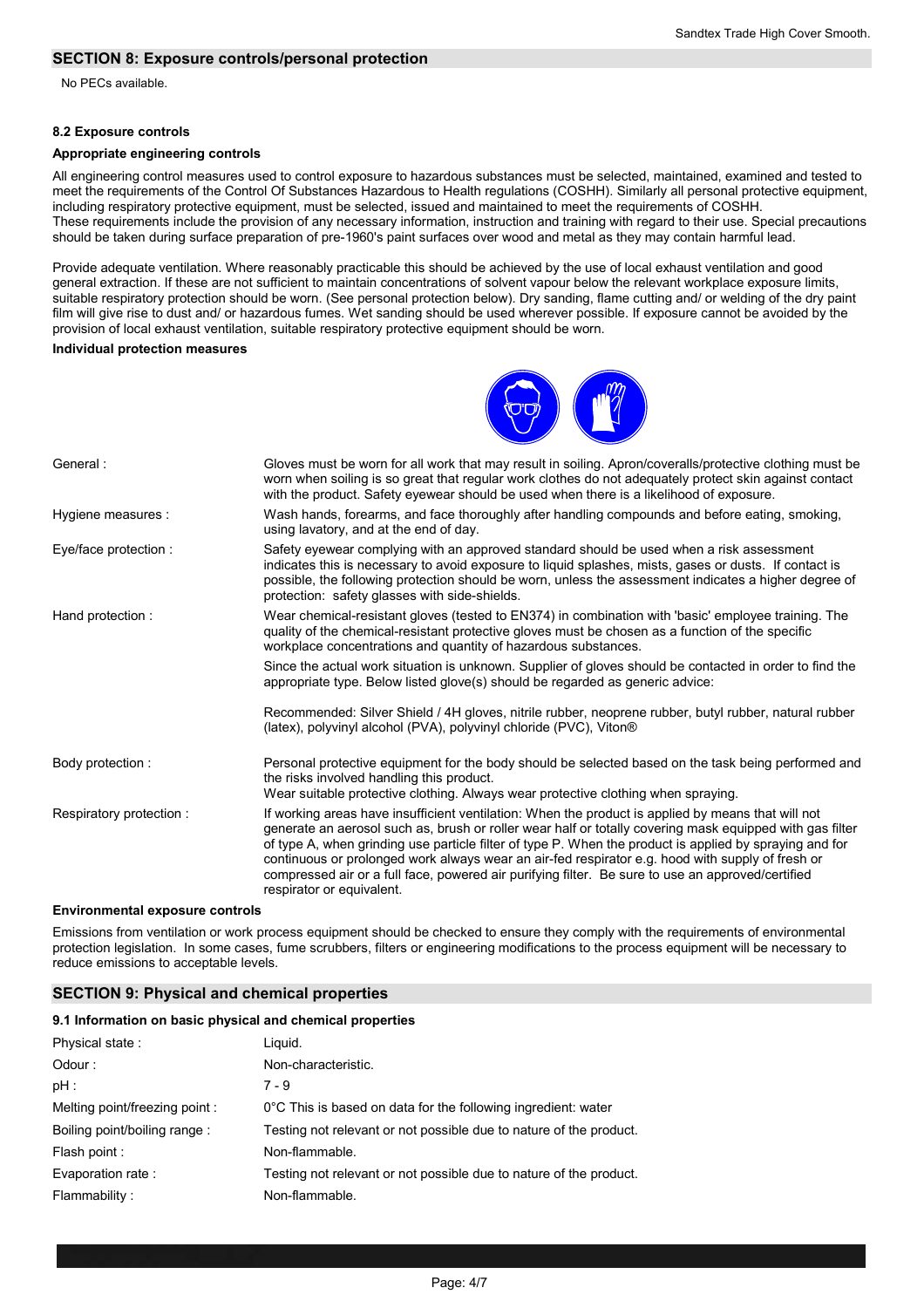## SECTION 8: Exposure controls/personal protection

No PECs available.

### 8.2 Exposure controls

**Appropriate engineering controls**

All engineering control measures used to control exposure to hazardous substances must be selected, maintained, examined and tested to meet the requirements of the Control Of Substances Hazardous to Health regulations (COSHH). Similarly all personal protective equipment, including respiratory protective equipment, must be selected, issued and maintained to meet the requirements of COSHH.
These requirements include the provision of any necessary information, instruction and training with regard to their use. Special precautions should be taken during surface preparation of pre-1960's paint surfaces over wood and metal as they may contain harmful lead.

Provide adequate ventilation. Where reasonably practicable this should be achieved by the use of local exhaust ventilation and good general extraction. If these are not sufficient to maintain concentrations of solvent vapour below the relevant workplace exposure limits, suitable respiratory protection should be worn. (See personal protection below). Dry sanding, flame cutting and/ or welding of the dry paint film will give rise to dust and/ or hazardous fumes. Wet sanding should be used wherever possible. If exposure cannot be avoided by the provision of local exhaust ventilation, suitable respiratory protective equipment should be worn.

**Individual protection measures**

| | |
|---|---|
| General : | Gloves must be worn for all work that may result in soiling. Apron/coveralls/protective clothing must be worn when soiling is so great that regular work clothes do not adequately protect skin against contact with the product. Safety eyewear should be used when there is a likelihood of exposure. |
| Hygiene measures : | Wash hands, forearms, and face thoroughly after handling compounds and before eating, smoking, using lavatory, and at the end of day. |
| Eye/face protection : | Safety eyewear complying with an approved standard should be used when a risk assessment indicates this is necessary to avoid exposure to liquid splashes, mists, gases or dusts. If contact is possible, the following protection should be worn, unless the assessment indicates a higher degree of protection: safety glasses with side-shields. |
| Hand protection : | Wear chemical-resistant gloves (tested to EN374) in combination with 'basic' employee training. The quality of the chemical-resistant protective gloves must be chosen as a function of the specific workplace concentrations and quantity of hazardous substances.<br><br>Since the actual work situation is unknown. Supplier of gloves should be contacted in order to find the appropriate type. Below listed glove(s) should be regarded as generic advice:<br><br>Recommended: Silver Shield / 4H gloves, nitrile rubber, neoprene rubber, butyl rubber, natural rubber (latex), polyvinyl alcohol (PVA), polyvinyl chloride (PVC), Viton® |
| Body protection : | Personal protective equipment for the body should be selected based on the task being performed and the risks involved handling this product.<br>Wear suitable protective clothing. Always wear protective clothing when spraying. |
| Respiratory protection : | If working areas have insufficient ventilation: When the product is applied by means that will not generate an aerosol such as, brush or roller wear half or totally covering mask equipped with gas filter of type A, when grinding use particle filter of type P. When the product is applied by spraying and for continuous or prolonged work always wear an air-fed respirator e.g. hood with supply of fresh or compressed air or a full face, powered air purifying filter. Be sure to use an approved/certified respirator or equivalent. |

**Environmental exposure controls**

Emissions from ventilation or work process equipment should be checked to ensure they comply with the requirements of environmental protection legislation. In some cases, fume scrubbers, filters or engineering modifications to the process equipment will be necessary to reduce emissions to acceptable levels.

## SECTION 9: Physical and chemical properties

### 9.1 Information on basic physical and chemical properties

| | |
|---|---|
| Physical state : | Liquid. |
| Odour : | Non-characteristic. |
| pH : | 7 - 9 |
| Melting point/freezing point : | 0°C This is based on data for the following ingredient: water |
| Boiling point/boiling range : | Testing not relevant or not possible due to nature of the product. |
| Flash point : | Non-flammable. |
| Evaporation rate : | Testing not relevant or not possible due to nature of the product. |
| Flammability : | Non-flammable. |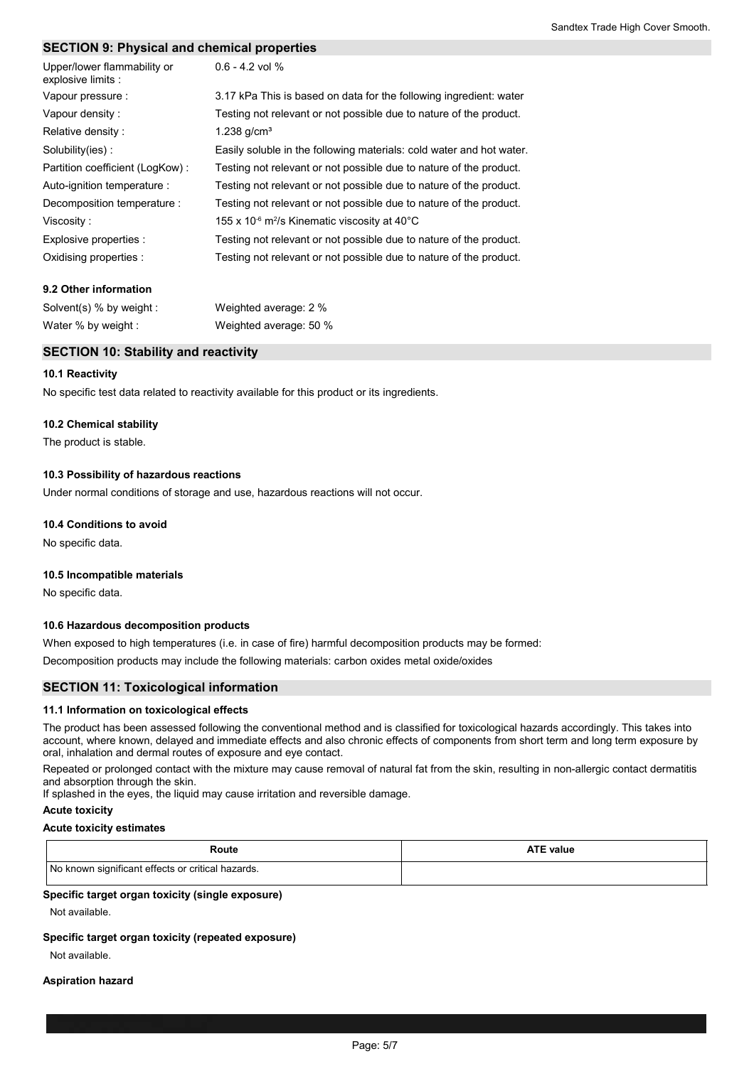## SECTION 9: Physical and chemical properties

| | |
|---|---|
| Upper/lower flammability or explosive limits : | 0.6 - 4.2 vol % |
| Vapour pressure : | 3.17 kPa This is based on data for the following ingredient: water |
| Vapour density : | Testing not relevant or not possible due to nature of the product. |
| Relative density : | 1.238 g/cm³ |
| Solubility(ies) : | Easily soluble in the following materials: cold water and hot water. |
| Partition coefficient (LogKow) : | Testing not relevant or not possible due to nature of the product. |
| Auto-ignition temperature : | Testing not relevant or not possible due to nature of the product. |
| Decomposition temperature : | Testing not relevant or not possible due to nature of the product. |
| Viscosity : | 155 x $10^{-6}$ $m^2/s$ Kinematic viscosity at 40°C |
| Explosive properties : | Testing not relevant or not possible due to nature of the product. |
| Oxidising properties : | Testing not relevant or not possible due to nature of the product. |

### 9.2 Other information

| | |
|---|---|
| Solvent(s) % by weight : | Weighted average: 2 % |
| Water % by weight : | Weighted average: 50 % |

## SECTION 10: Stability and reactivity

### 10.1 Reactivity

No specific test data related to reactivity available for this product or its ingredients.

### 10.2 Chemical stability

The product is stable.

### 10.3 Possibility of hazardous reactions

Under normal conditions of storage and use, hazardous reactions will not occur.

### 10.4 Conditions to avoid

No specific data.

### 10.5 Incompatible materials

No specific data.

### 10.6 Hazardous decomposition products

When exposed to high temperatures (i.e. in case of fire) harmful decomposition products may be formed:

Decomposition products may include the following materials: carbon oxides metal oxide/oxides

## SECTION 11: Toxicological information

### 11.1 Information on toxicological effects

The product has been assessed following the conventional method and is classified for toxicological hazards accordingly. This takes into account, where known, delayed and immediate effects and also chronic effects of components from short term and long term exposure by oral, inhalation and dermal routes of exposure and eye contact.

Repeated or prolonged contact with the mixture may cause removal of natural fat from the skin, resulting in non-allergic contact dermatitis and absorption through the skin.
If splashed in the eyes, the liquid may cause irritation and reversible damage.

**Acute toxicity**

**Acute toxicity estimates**

| Route | ATE value |
|---|---|
| No known significant effects or critical hazards. | |

**Specific target organ toxicity (single exposure)**

Not available.

**Specific target organ toxicity (repeated exposure)**

Not available.

**Aspiration hazard**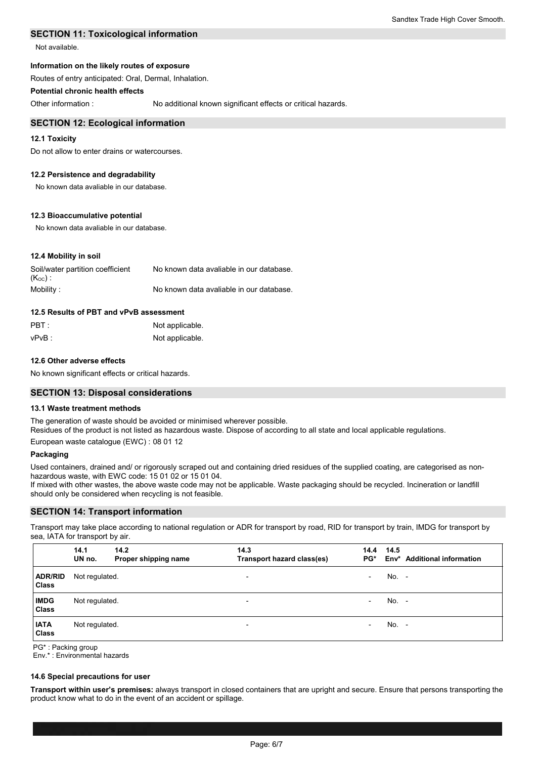## SECTION 11: Toxicological information

Not available.

**Information on the likely routes of exposure**

Routes of entry anticipated: Oral, Dermal, Inhalation.

**Potential chronic health effects**

Other information : No additional known significant effects or critical hazards.

## SECTION 12: Ecological information

### 12.1 Toxicity

Do not allow to enter drains or watercourses.

### 12.2 Persistence and degradability

No known data avaliable in our database.

### 12.3 Bioaccumulative potential

No known data avaliable in our database.

### 12.4 Mobility in soil

Soil/water partition coefficient ($K_{OC}$) : No known data avaliable in our database.

Mobility : No known data avaliable in our database.

### 12.5 Results of PBT and vPvB assessment

PBT : Not applicable.

vPvB : Not applicable.

### 12.6 Other adverse effects

No known significant effects or critical hazards.

## SECTION 13: Disposal considerations

### 13.1 Waste treatment methods

The generation of waste should be avoided or minimised wherever possible.
Residues of the product is not listed as hazardous waste. Dispose of according to all state and local applicable regulations.

European waste catalogue (EWC) : 08 01 12

**Packaging**

Used containers, drained and/ or rigorously scraped out and containing dried residues of the supplied coating, are categorised as non-hazardous waste, with EWC code: 15 01 02 or 15 01 04.
If mixed with other wastes, the above waste code may not be applicable. Waste packaging should be recycled. Incineration or landfill should only be considered when recycling is not feasible.

## SECTION 14: Transport information

Transport may take place according to national regulation or ADR for transport by road, RID for transport by train, IMDG for transport by sea, IATA for transport by air.

| | 14.1 UN no. | 14.2 Proper shipping name | 14.3 Transport hazard class(es) | 14.4 PG* | 14.5 Env* | Additional information |
|---|---|---|---|---|---|---|
| **ADR/RID Class** | Not regulated. | | - | - | No. | - |
| **IMDG Class** | Not regulated. | | - | - | No. | - |
| **IATA Class** | Not regulated. | | - | - | No. | - |

PG* : Packing group
Env.* : Environmental hazards

### 14.6 Special precautions for user

**Transport within user's premises:** always transport in closed containers that are upright and secure. Ensure that persons transporting the product know what to do in the event of an accident or spillage.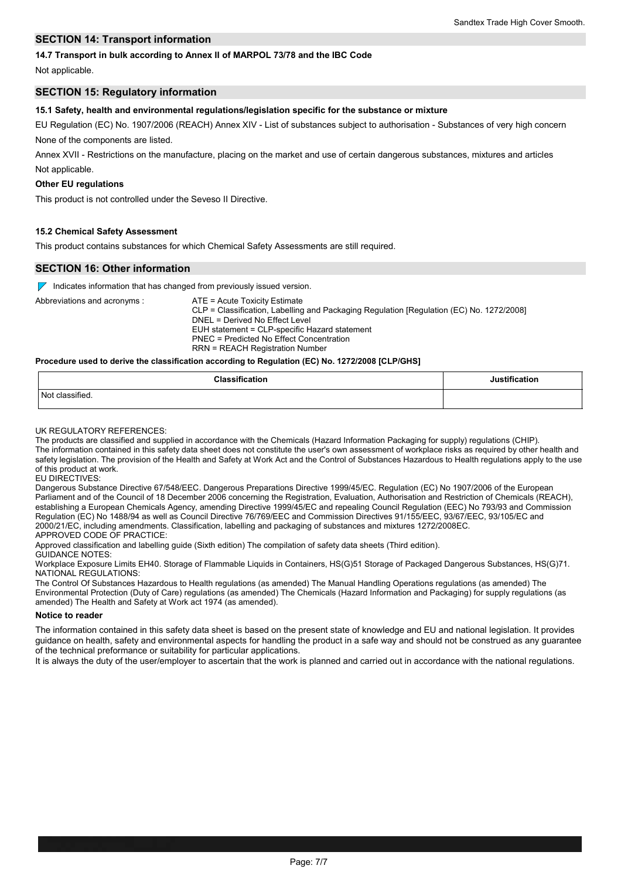## SECTION 14: Transport information

**14.7 Transport in bulk according to Annex II of MARPOL 73/78 and the IBC Code**

Not applicable.

## SECTION 15: Regulatory information

**15.1 Safety, health and environmental regulations/legislation specific for the substance or mixture**

EU Regulation (EC) No. 1907/2006 (REACH) Annex XIV - List of substances subject to authorisation - Substances of very high concern

None of the components are listed.

Annex XVII - Restrictions on the manufacture, placing on the market and use of certain dangerous substances, mixtures and articles

Not applicable.

**Other EU regulations**

This product is not controlled under the Seveso II Directive.

**15.2 Chemical Safety Assessment**

This product contains substances for which Chemical Safety Assessments are still required.

## SECTION 16: Other information

Indicates information that has changed from previously issued version.

Abbreviations and acronyms :

ATE = Acute Toxicity Estimate
CLP = Classification, Labelling and Packaging Regulation [Regulation (EC) No. 1272/2008]
DNEL = Derived No Effect Level
EUH statement = CLP-specific Hazard statement
PNEC = Predicted No Effect Concentration
RRN = REACH Registration Number

**Procedure used to derive the classification according to Regulation (EC) No. 1272/2008 [CLP/GHS]**

| Classification | Justification |
|---|---|
| Not classified. | |

UK REGULATORY REFERENCES:
The products are classified and supplied in accordance with the Chemicals (Hazard Information Packaging for supply) regulations (CHIP).
The information contained in this safety data sheet does not constitute the user's own assessment of workplace risks as required by other health and safety legislation. The provision of the Health and Safety at Work Act and the Control of Substances Hazardous to Health regulations apply to the use of this product at work.
EU DIRECTIVES:
Dangerous Substance Directive 67/548/EEC. Dangerous Preparations Directive 1999/45/EC. Regulation (EC) No 1907/2006 of the European Parliament and of the Council of 18 December 2006 concerning the Registration, Evaluation, Authorisation and Restriction of Chemicals (REACH), establishing a European Chemicals Agency, amending Directive 1999/45/EC and repealing Council Regulation (EEC) No 793/93 and Commission Regulation (EC) No 1488/94 as well as Council Directive 76/769/EEC and Commission Directives 91/155/EEC, 93/67/EEC, 93/105/EC and 2000/21/EC, including amendments. Classification, labelling and packaging of substances and mixtures 1272/2008EC.
APPROVED CODE OF PRACTICE:
Approved classification and labelling guide (Sixth edition) The compilation of safety data sheets (Third edition).
GUIDANCE NOTES:
Workplace Exposure Limits EH40. Storage of Flammable Liquids in Containers, HS(G)51 Storage of Packaged Dangerous Substances, HS(G)71.
NATIONAL REGULATIONS:
The Control Of Substances Hazardous to Health regulations (as amended) The Manual Handling Operations regulations (as amended) The Environmental Protection (Duty of Care) regulations (as amended) The Chemicals (Hazard Information and Packaging) for supply regulations (as amended) The Health and Safety at Work act 1974 (as amended).

**Notice to reader**

The information contained in this safety data sheet is based on the present state of knowledge and EU and national legislation. It provides guidance on health, safety and environmental aspects for handling the product in a safe way and should not be construed as any guarantee of the technical preformance or suitability for particular applications.
It is always the duty of the user/employer to ascertain that the work is planned and carried out in accordance with the national regulations.